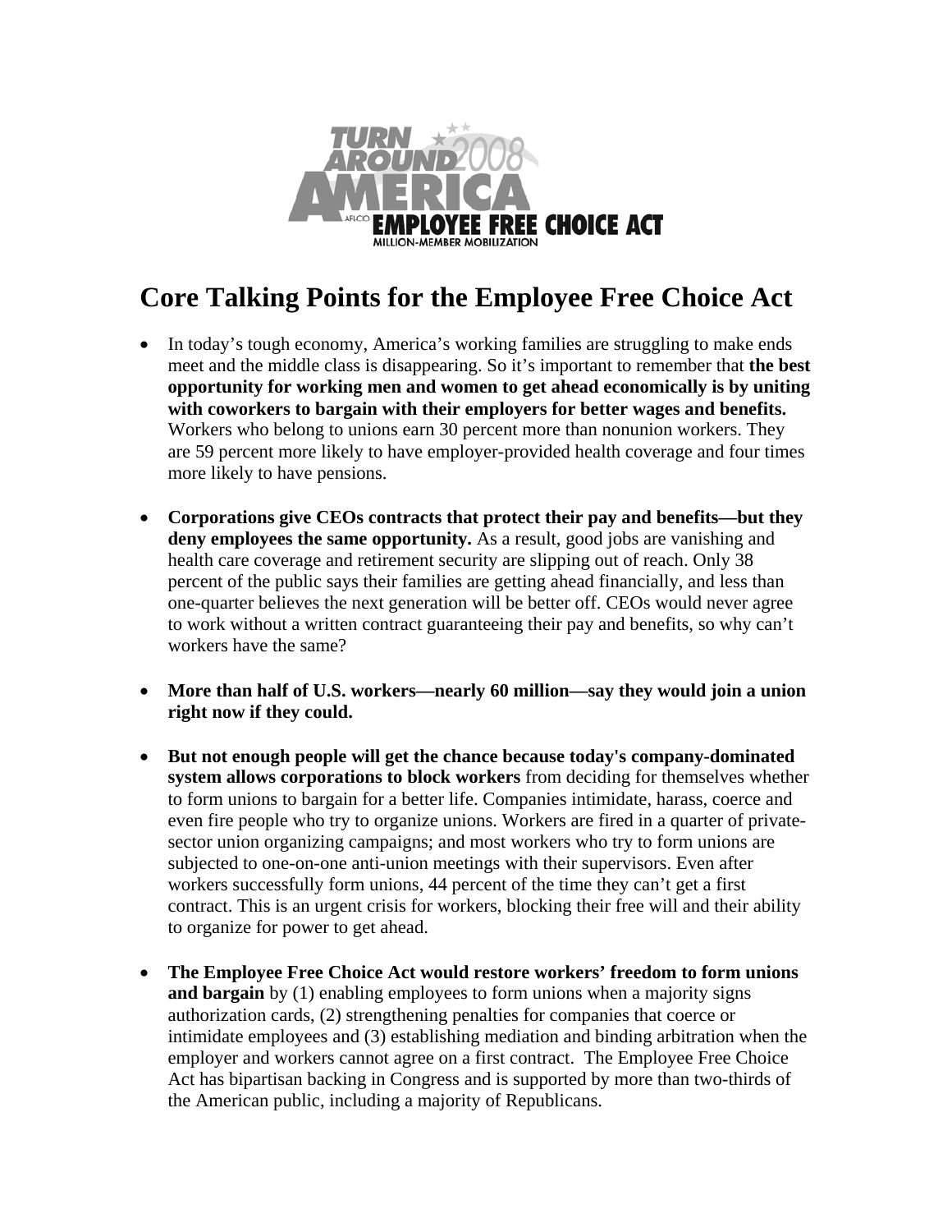TURN AROUND AMERICA 2008

AFL-CIO EMPLOYEE FREE CHOICE ACT

MILLION-MEMBER MOBILIZATION

# Core Talking Points for the Employee Free Choice Act

- In today's tough economy, America's working families are struggling to make ends meet and the middle class is disappearing. So it's important to remember that **the best opportunity for working men and women to get ahead economically is by uniting with coworkers to bargain with their employers for better wages and benefits.** Workers who belong to unions earn 30 percent more than nonunion workers. They are 59 percent more likely to have employer-provided health coverage and four times more likely to have pensions.

- **Corporations give CEOs contracts that protect their pay and benefits—but they deny employees the same opportunity.** As a result, good jobs are vanishing and health care coverage and retirement security are slipping out of reach. Only 38 percent of the public says their families are getting ahead financially, and less than one-quarter believes the next generation will be better off. CEOs would never agree to work without a written contract guaranteeing their pay and benefits, so why can't workers have the same?

- **More than half of U.S. workers—nearly 60 million—say they would join a union right now if they could.**

- **But not enough people will get the chance because today's company-dominated system allows corporations to block workers** from deciding for themselves whether to form unions to bargain for a better life. Companies intimidate, harass, coerce and even fire people who try to organize unions. Workers are fired in a quarter of private-sector union organizing campaigns; and most workers who try to form unions are subjected to one-on-one anti-union meetings with their supervisors. Even after workers successfully form unions, 44 percent of the time they can't get a first contract. This is an urgent crisis for workers, blocking their free will and their ability to organize for power to get ahead.

- **The Employee Free Choice Act would restore workers' freedom to form unions and bargain** by (1) enabling employees to form unions when a majority signs authorization cards, (2) strengthening penalties for companies that coerce or intimidate employees and (3) establishing mediation and binding arbitration when the employer and workers cannot agree on a first contract. The Employee Free Choice Act has bipartisan backing in Congress and is supported by more than two-thirds of the American public, including a majority of Republicans.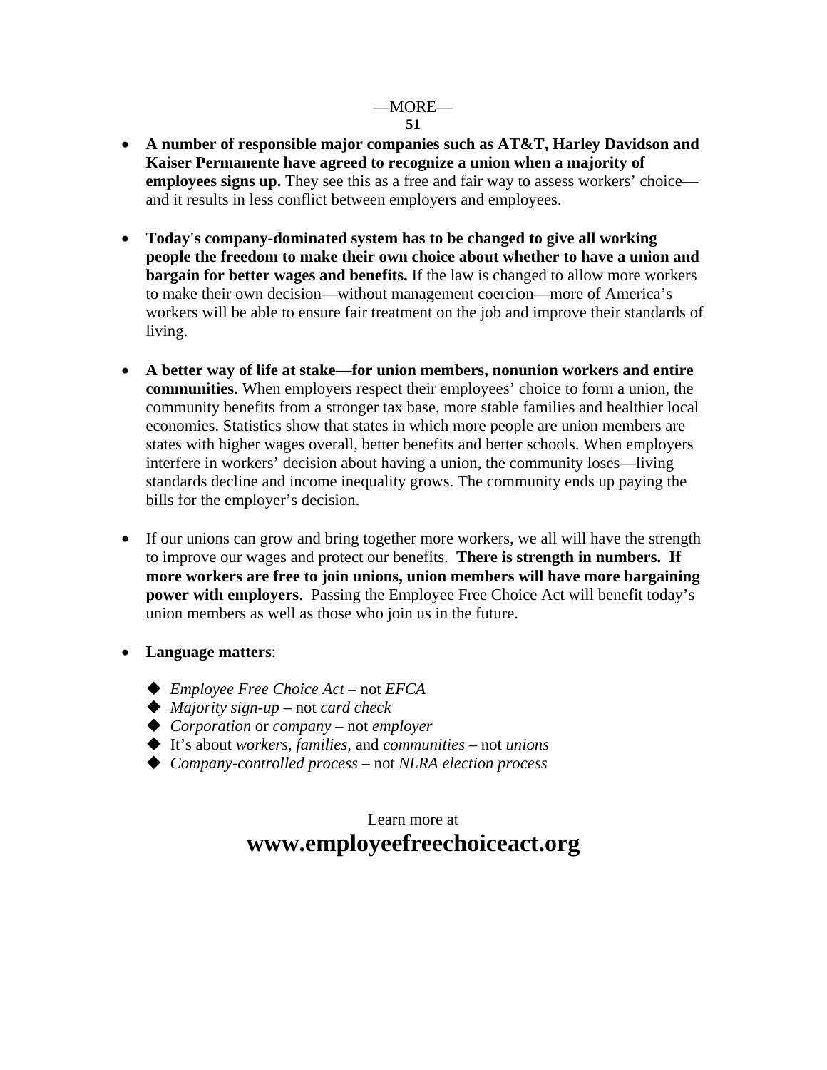—MORE—

- **A number of responsible major companies such as AT&T, Harley Davidson and Kaiser Permanente have agreed to recognize a union when a majority of employees signs up.** They see this as a free and fair way to assess workers' choice—and it results in less conflict between employers and employees.

- **Today's company-dominated system has to be changed to give all working people the freedom to make their own choice about whether to have a union and bargain for better wages and benefits.** If the law is changed to allow more workers to make their own decision—without management coercion—more of America's workers will be able to ensure fair treatment on the job and improve their standards of living.

- **A better way of life at stake—for union members, nonunion workers and entire communities.** When employers respect their employees' choice to form a union, the community benefits from a stronger tax base, more stable families and healthier local economies. Statistics show that states in which more people are union members are states with higher wages overall, better benefits and better schools. When employers interfere in workers' decision about having a union, the community loses—living standards decline and income inequality grows. The community ends up paying the bills for the employer's decision.

- If our unions can grow and bring together more workers, we all will have the strength to improve our wages and protect our benefits. **There is strength in numbers. If more workers are free to join unions, union members will have more bargaining power with employers**. Passing the Employee Free Choice Act will benefit today's union members as well as those who join us in the future.

- **Language matters**:

    - *Employee Free Choice Act* – not *EFCA*
    - *Majority sign-up* – not *card check*
    - *Corporation* or *company* – not *employer*
    - It's about *workers*, *families*, and *communities* – not *unions*
    - *Company-controlled process* – not *NLRA election process*

Learn more at

**www.employeefreechoiceact.org**